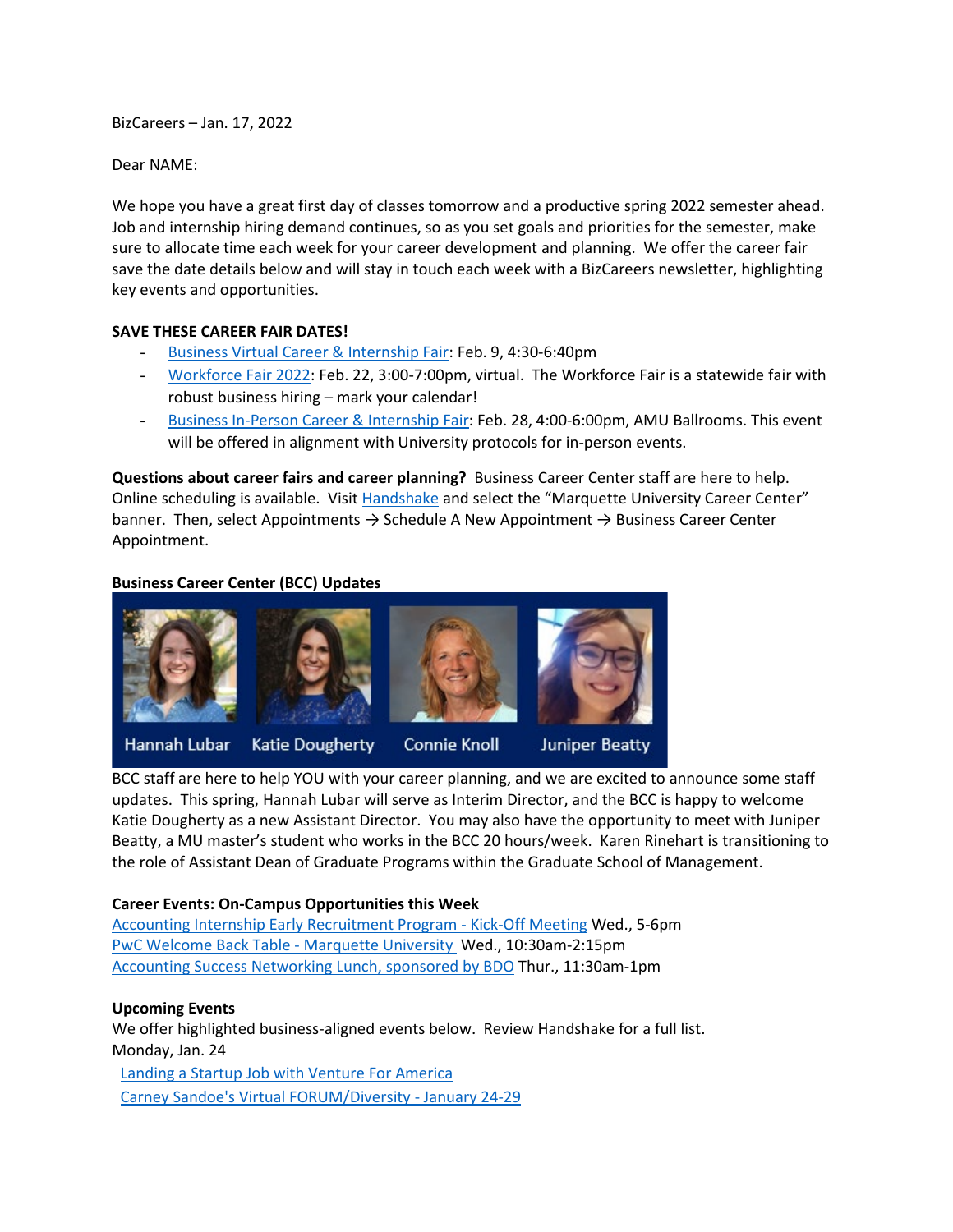BizCareers – Jan. 17, 2022

Dear NAME:

We hope you have a great first day of classes tomorrow and a productive spring 2022 semester ahead. Job and internship hiring demand continues, so as you set goals and priorities for the semester, make sure to allocate time each week for your career development and planning. We offer the career fair save the date details below and will stay in touch each week with a BizCareers newsletter, highlighting key events and opportunities.

**SAVE THESE CAREER FAIR DATES!**

- Business Virtual Career & Internship Fair: Feb. 9, 4:30-6:40pm
- Workforce Fair 2022: Feb. 22, 3:00-7:00pm, virtual. The Workforce Fair is a statewide fair with robust business hiring – mark your calendar!
- Business In-Person Career & Internship Fair: Feb. 28, 4:00-6:00pm, AMU Ballrooms. This event will be offered in alignment with University protocols for in-person events.

**Questions about career fairs and career planning?** Business Career Center staff are here to help. Online scheduling is available. Visit Handshake and select the "Marquette University Career Center" banner. Then, select Appointments → Schedule A New Appointment → Business Career Center Appointment.

**Business Career Center (BCC) Updates**

Hannah Lubar Katie Dougherty Connie Knoll Juniper Beatty

BCC staff are here to help YOU with your career planning, and we are excited to announce some staff updates. This spring, Hannah Lubar will serve as Interim Director, and the BCC is happy to welcome Katie Dougherty as a new Assistant Director. You may also have the opportunity to meet with Juniper Beatty, a MU master's student who works in the BCC 20 hours/week. Karen Rinehart is transitioning to the role of Assistant Dean of Graduate Programs within the Graduate School of Management.

**Career Events: On-Campus Opportunities this Week**

Accounting Internship Early Recruitment Program - Kick-Off Meeting Wed., 5-6pm
PwC Welcome Back Table - Marquette University Wed., 10:30am-2:15pm
Accounting Success Networking Lunch, sponsored by BDO Thur., 11:30am-1pm

**Upcoming Events**

We offer highlighted business-aligned events below. Review Handshake for a full list.
Monday, Jan. 24

Landing a Startup Job with Venture For America
Carney Sandoe's Virtual FORUM/Diversity - January 24-29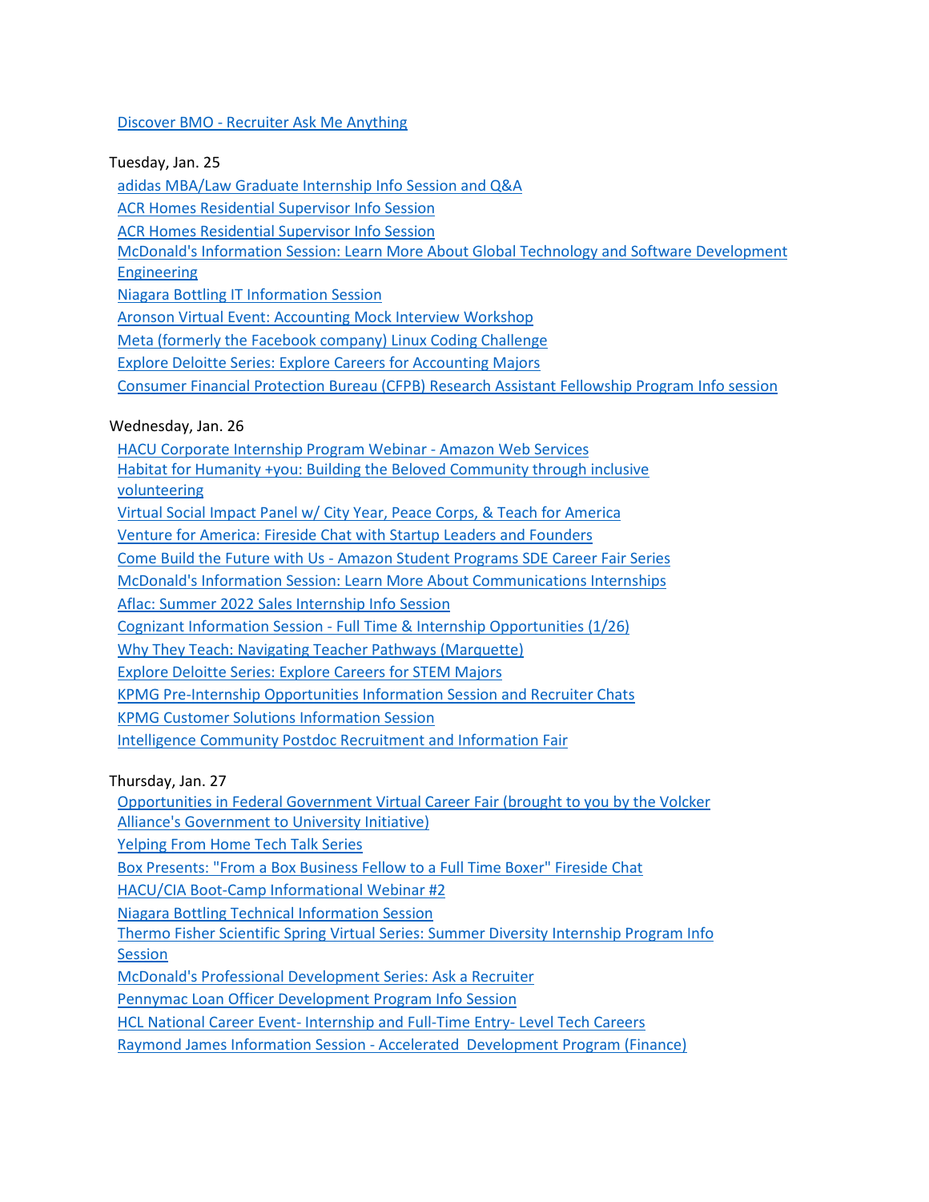Discover BMO - Recruiter Ask Me Anything

Tuesday, Jan. 25

adidas MBA/Law Graduate Internship Info Session and Q&A
ACR Homes Residential Supervisor Info Session
ACR Homes Residential Supervisor Info Session
McDonald's Information Session: Learn More About Global Technology and Software Development Engineering
Niagara Bottling IT Information Session
Aronson Virtual Event: Accounting Mock Interview Workshop
Meta (formerly the Facebook company) Linux Coding Challenge
Explore Deloitte Series: Explore Careers for Accounting Majors
Consumer Financial Protection Bureau (CFPB) Research Assistant Fellowship Program Info session

Wednesday, Jan. 26

HACU Corporate Internship Program Webinar - Amazon Web Services
Habitat for Humanity +you: Building the Beloved Community through inclusive volunteering
Virtual Social Impact Panel w/ City Year, Peace Corps, & Teach for America
Venture for America: Fireside Chat with Startup Leaders and Founders
Come Build the Future with Us - Amazon Student Programs SDE Career Fair Series
McDonald's Information Session: Learn More About Communications Internships
Aflac: Summer 2022 Sales Internship Info Session
Cognizant Information Session - Full Time & Internship Opportunities (1/26)
Why They Teach: Navigating Teacher Pathways (Marquette)
Explore Deloitte Series: Explore Careers for STEM Majors
KPMG Pre-Internship Opportunities Information Session and Recruiter Chats
KPMG Customer Solutions Information Session
Intelligence Community Postdoc Recruitment and Information Fair

Thursday, Jan. 27

Opportunities in Federal Government Virtual Career Fair (brought to you by the Volcker Alliance's Government to University Initiative)
Yelping From Home Tech Talk Series
Box Presents: "From a Box Business Fellow to a Full Time Boxer" Fireside Chat
HACU/CIA Boot-Camp Informational Webinar #2
Niagara Bottling Technical Information Session
Thermo Fisher Scientific Spring Virtual Series: Summer Diversity Internship Program Info Session
McDonald's Professional Development Series: Ask a Recruiter
Pennymac Loan Officer Development Program Info Session
HCL National Career Event- Internship and Full-Time Entry- Level Tech Careers
Raymond James Information Session - Accelerated Development Program (Finance)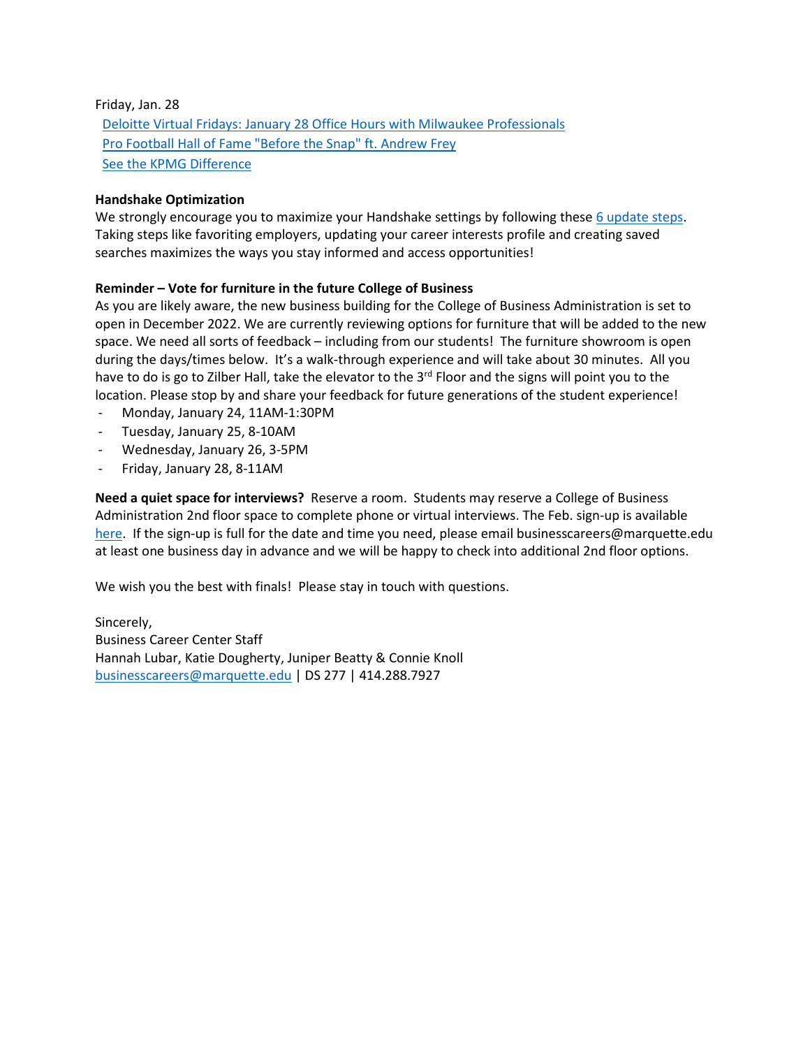Friday, Jan. 28

- Deloitte Virtual Fridays: January 28 Office Hours with Milwaukee Professionals
- Pro Football Hall of Fame "Before the Snap" ft. Andrew Frey
- See the KPMG Difference

**Handshake Optimization**

We strongly encourage you to maximize your Handshake settings by following these 6 update steps. Taking steps like favoriting employers, updating your career interests profile and creating saved searches maximizes the ways you stay informed and access opportunities!

**Reminder – Vote for furniture in the future College of Business**

As you are likely aware, the new business building for the College of Business Administration is set to open in December 2022. We are currently reviewing options for furniture that will be added to the new space. We need all sorts of feedback – including from our students! The furniture showroom is open during the days/times below. It's a walk-through experience and will take about 30 minutes. All you have to do is go to Zilber Hall, take the elevator to the 3rd Floor and the signs will point you to the location. Please stop by and share your feedback for future generations of the student experience!

- Monday, January 24, 11AM-1:30PM
- Tuesday, January 25, 8-10AM
- Wednesday, January 26, 3-5PM
- Friday, January 28, 8-11AM

**Need a quiet space for interviews?** Reserve a room. Students may reserve a College of Business Administration 2nd floor space to complete phone or virtual interviews. The Feb. sign-up is available here. If the sign-up is full for the date and time you need, please email businesscareers@marquette.edu at least one business day in advance and we will be happy to check into additional 2nd floor options.

We wish you the best with finals! Please stay in touch with questions.

Sincerely,
Business Career Center Staff
Hannah Lubar, Katie Dougherty, Juniper Beatty & Connie Knoll
businesscareers@marquette.edu | DS 277 | 414.288.7927